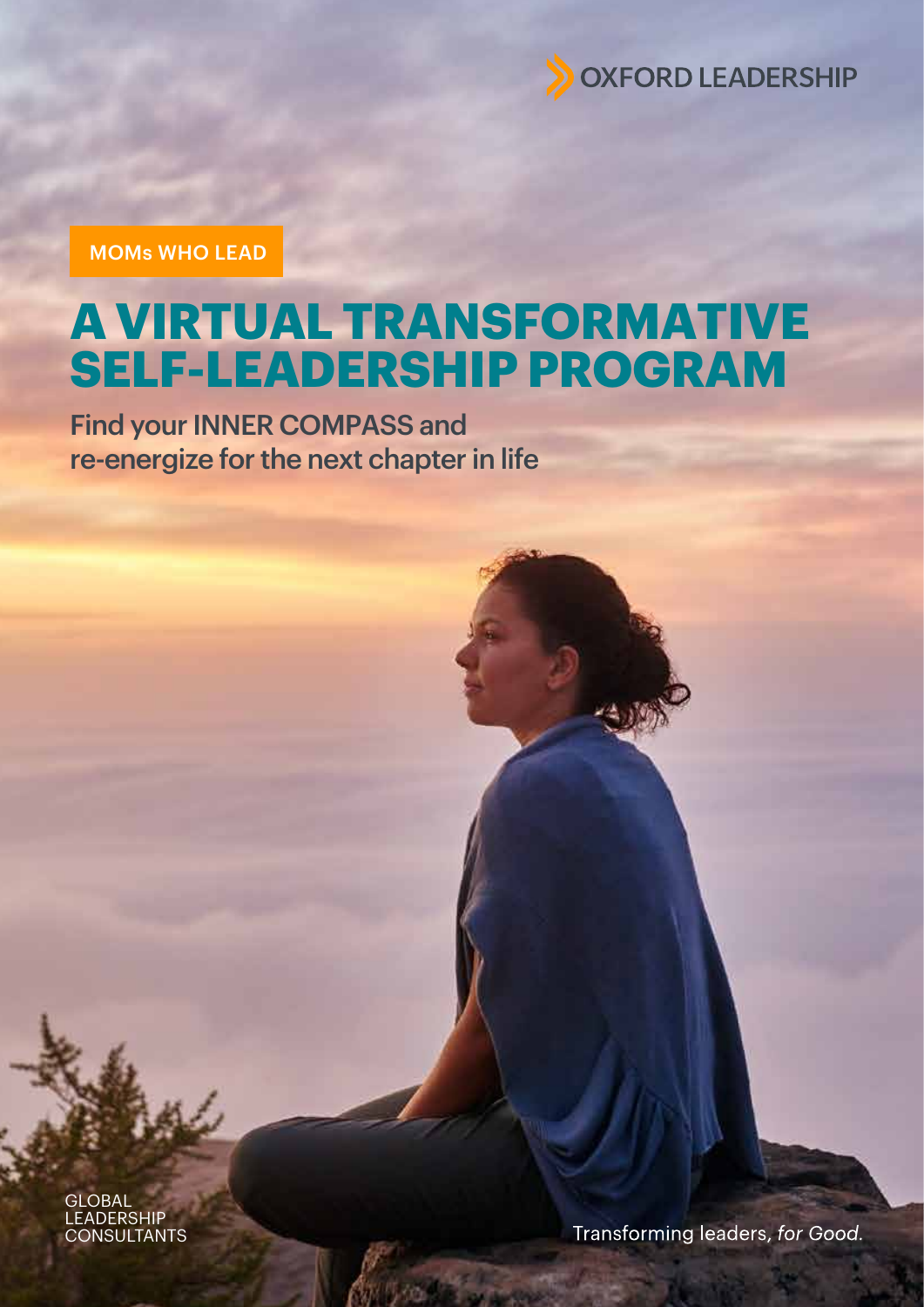OXFORD LEADERSHIP

MOMs WHO LEAD

# A VIRTUAL TRANSFORMATIVE SELF-LEADERSHIP PROGRAM

## Find your INNER COMPASS and re-energize for the next chapter in life

GLOBAL
LEADERSHIP
CONSULTANTS

Transforming leaders, *for Good.*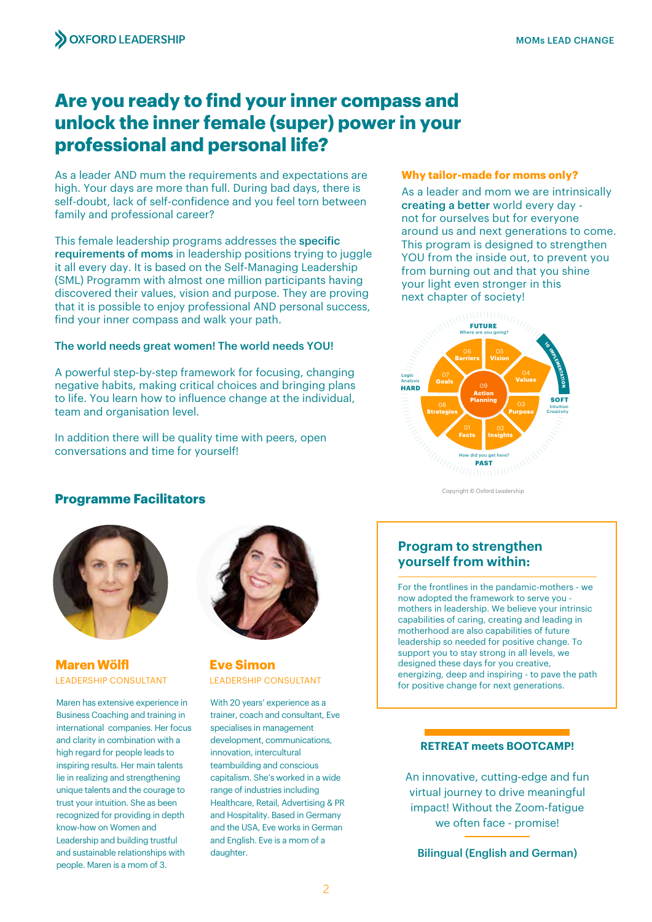# Are you ready to find your inner compass and unlock the inner female (super) power in your professional and personal life?

As a leader AND mum the requirements and expectations are high. Your days are more than full. During bad days, there is self-doubt, lack of self-confidence and you feel torn between family and professional career?

This female leadership programs addresses the **specific requirements of moms** in leadership positions trying to juggle it all every day. It is based on the Self-Managing Leadership (SML) Programm with almost one million participants having discovered their values, vision and purpose. They are proving that it is possible to enjoy professional AND personal success, find your inner compass and walk your path.

**The world needs great women! The world needs YOU!**

A powerful step-by-step framework for focusing, changing negative habits, making critical choices and bringing plans to life. You learn how to influence change at the individual, team and organisation level.

In addition there will be quality time with peers, open conversations and time for yourself!

### Why tailor-made for moms only?

As a leader and mom we are intrinsically **creating a better** world every day - not for ourselves but for everyone around us and next generations to come. This program is designed to strengthen YOU from the inside out, to prevent you from burning out and that you shine your light even stronger in this next chapter of society!

FUTURE
Where are you going?
06 Barriers
05 Vision
04 Values
03 Purpose
02 Insights
01 Facts
08 Strategies
07 Goals
09 Action Planning
10 IMPLEMENTATION
Logic
Analysis
HARD
SOFT
Intuition
Creativity
How did you get here?
PAST

Copyright © Oxford Leadership

## Programme Facilitators

### Maren Wölfl
LEADERSHIP CONSULTANT

Maren has extensive experience in Business Coaching and training in international companies. Her focus and clarity in combination with a high regard for people leads to inspiring results. Her main talents lie in realizing and strengthening unique talents and the courage to trust your intuition. She as been recognized for providing in depth know-how on Women and Leadership and building trustful and sustainable relationships with people. Maren is a mom of 3.

### Eve Simon
LEADERSHIP CONSULTANT

With 20 years' experience as a trainer, coach and consultant, Eve specialises in management development, communications, innovation, intercultural teambuilding and conscious capitalism. She's worked in a wide range of industries including Healthcare, Retail, Advertising & PR and Hospitality. Based in Germany and the USA, Eve works in German and English. Eve is a mom of a daughter.

## Program to strengthen yourself from within:

For the frontlines in the pandamic-mothers - we now adopted the framework to serve you - mothers in leadership. We believe your intrinsic capabilities of caring, creating and leading in motherhood are also capabilities of future leadership so needed for positive change. To support you to stay strong in all levels, we designed these days for you creative, energizing, deep and inspiring - to pave the path for positive change for next generations.

**RETREAT meets BOOTCAMP!**

An innovative, cutting-edge and fun virtual journey to drive meaningful impact! Without the Zoom-fatigue we often face - promise!

**Bilingual (English and German)**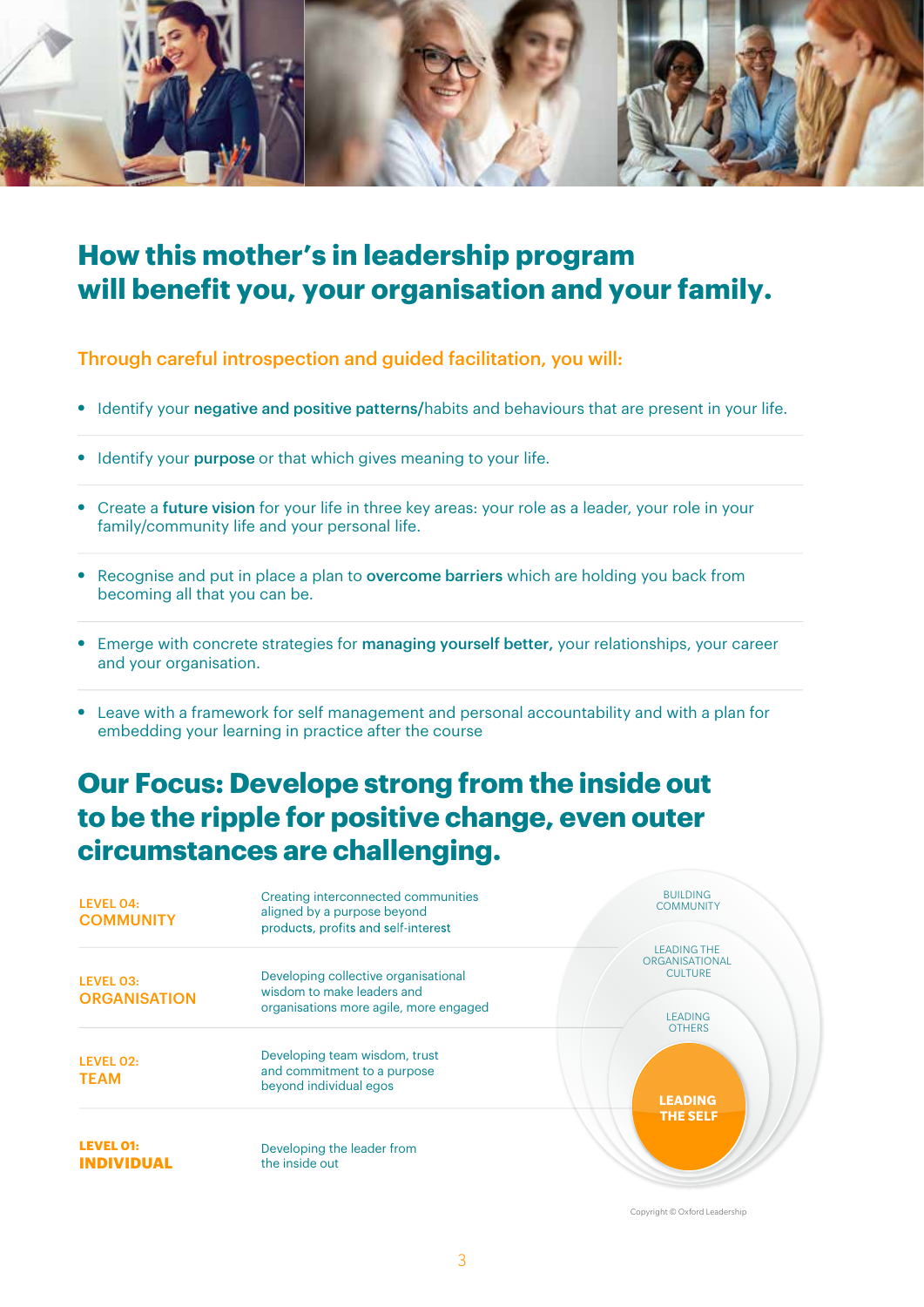## How this mother's in leadership program will benefit you, your organisation and your family.

**Through careful introspection and guided facilitation, you will:**

- Identify your **negative and positive patterns/**habits and behaviours that are present in your life.
- Identify your **purpose** or that which gives meaning to your life.
- Create a **future vision** for your life in three key areas: your role as a leader, your role in your family/community life and your personal life.
- Recognise and put in place a plan to **overcome barriers** which are holding you back from becoming all that you can be.
- Emerge with concrete strategies for **managing yourself better,** your relationships, your career and your organisation.
- Leave with a framework for self management and personal accountability and with a plan for embedding your learning in practice after the course

## Our Focus: Develope strong from the inside out to be the ripple for positive change, even outer circumstances are challenging.

| | |
|---|---|
| LEVEL 04: **COMMUNITY** | Creating interconnected communities aligned by a purpose beyond products, profits and self-interest |
| LEVEL 03: **ORGANISATION** | Developing collective organisational wisdom to make leaders and organisations more agile, more engaged |
| LEVEL 02: **TEAM** | Developing team wisdom, trust and commitment to a purpose beyond individual egos |
| **LEVEL 01: INDIVIDUAL** | Developing the leader from the inside out |

BUILDING COMMUNITY

LEADING THE ORGANISATIONAL CULTURE

LEADING OTHERS

LEADING THE SELF

Copyright © Oxford Leadership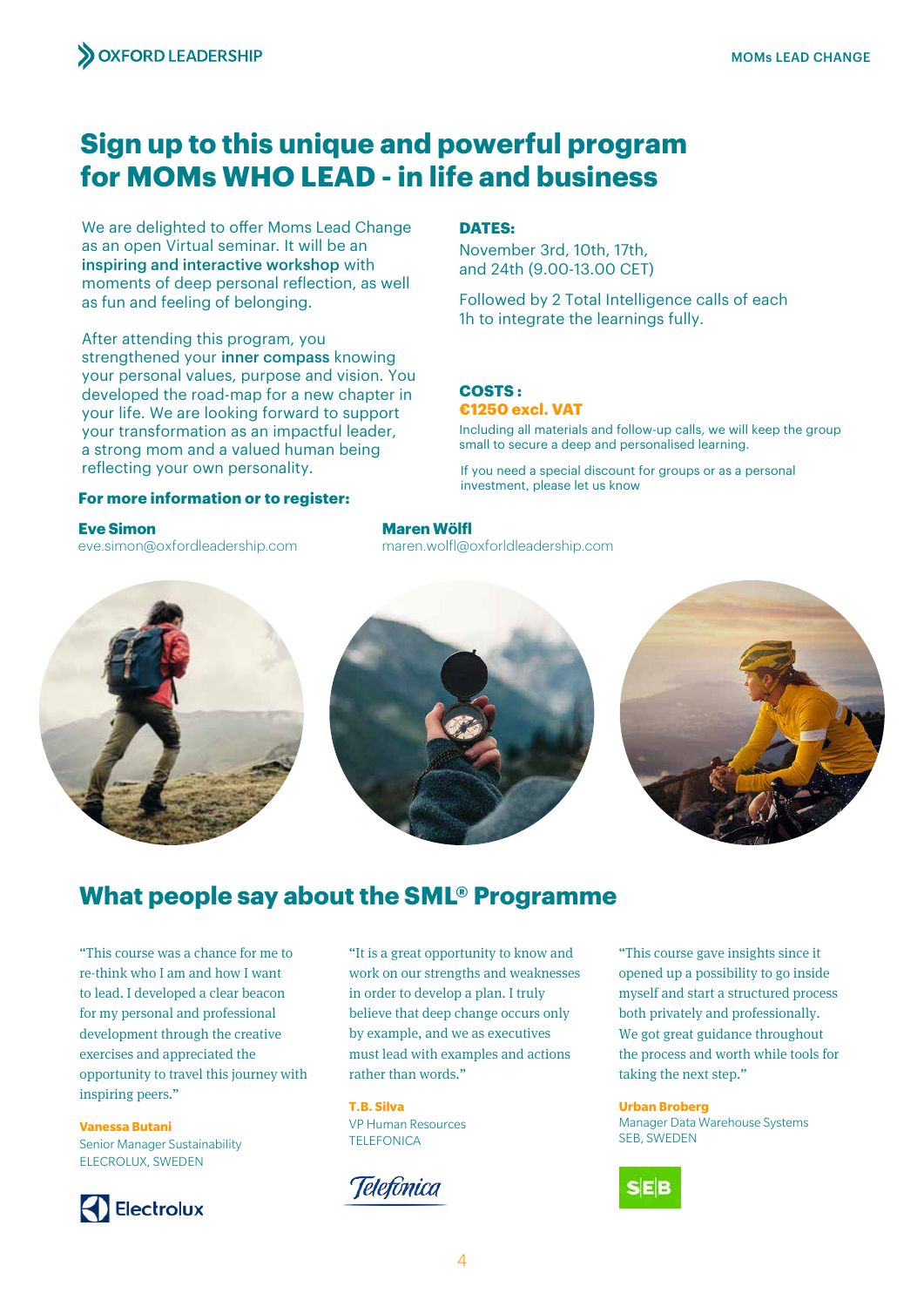# Sign up to this unique and powerful program for MOMs WHO LEAD - in life and business

We are delighted to offer Moms Lead Change as an open Virtual seminar. It will be an **inspiring and interactive workshop** with moments of deep personal reflection, as well as fun and feeling of belonging.

After attending this program, you strengthened your **inner compass** knowing your personal values, purpose and vision. You developed the road-map for a new chapter in your life. We are looking forward to support your transformation as an impactful leader, a strong mom and a valued human being reflecting your own personality.

**DATES:**

November 3rd, 10th, 17th, and 24th (9.00-13.00 CET)

Followed by 2 Total Intelligence calls of each 1h to integrate the learnings fully.

**COSTS :**
**€1250 excl. VAT**

Including all materials and follow-up calls, we will keep the group small to secure a deep and personalised learning.

If you need a special discount for groups or as a personal investment, please let us know

**For more information or to register:**

**Eve Simon**
eve.simon@oxfordleadership.com

**Maren Wölfl**
maren.wolfl@oxforldleadership.com

## What people say about the SML® Programme

"This course was a chance for me to re-think who I am and how I want to lead. I developed a clear beacon for my personal and professional development through the creative exercises and appreciated the opportunity to travel this journey with inspiring peers."

**Vanessa Butani**
Senior Manager Sustainability
ELECROLUX, SWEDEN

"It is a great opportunity to know and work on our strengths and weaknesses in order to develop a plan. I truly believe that deep change occurs only by example, and we as executives must lead with examples and actions rather than words."

**T.B. Silva**
VP Human Resources
TELEFONICA

"This course gave insights since it opened up a possibility to go inside myself and start a structured process both privately and professionally. We got great guidance throughout the process and worth while tools for taking the next step."

**Urban Broberg**
Manager Data Warehouse Systems
SEB, SWEDEN